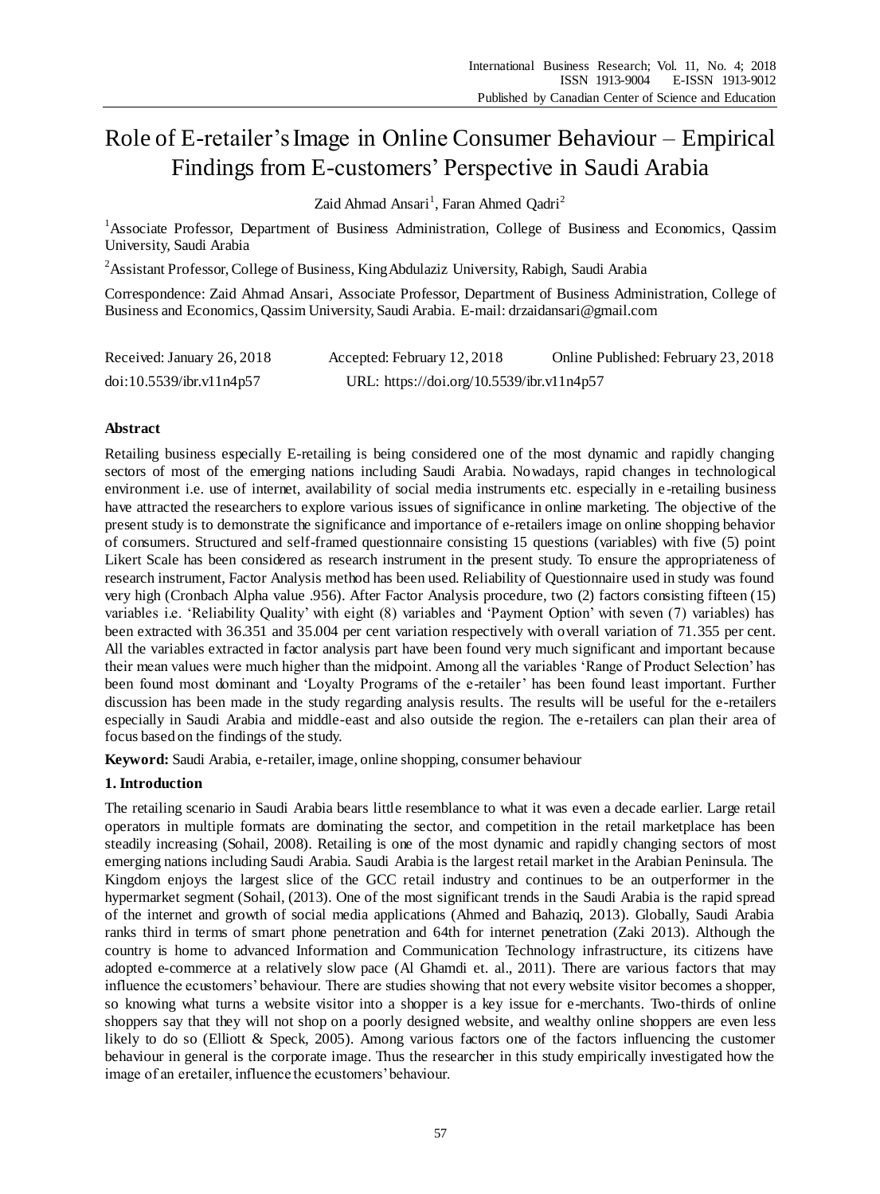# Role of E-retailer's Image in Online Consumer Behaviour – Empirical Findings from E-customers' Perspective in Saudi Arabia

Zaid Ahmad Ansari[1], Faran Ahmed Qadri[2]

[1]Associate Professor, Department of Business Administration, College of Business and Economics, Qassim University, Saudi Arabia

[2]Assistant Professor, College of Business, King Abdulaziz University, Rabigh, Saudi Arabia

Correspondence: Zaid Ahmad Ansari, Associate Professor, Department of Business Administration, College of Business and Economics, Qassim University, Saudi Arabia. E-mail: drzaidansari@gmail.com

Received: January 26, 2018 Accepted: February 12, 2018 Online Published: February 23, 2018

doi:10.5539/ibr.v11n4p57 URL: https://doi.org/10.5539/ibr.v11n4p57

## Abstract

Retailing business especially E-retailing is being considered one of the most dynamic and rapidly changing sectors of most of the emerging nations including Saudi Arabia. Nowadays, rapid changes in technological environment i.e. use of internet, availability of social media instruments etc. especially in e-retailing business have attracted the researchers to explore various issues of significance in online marketing. The objective of the present study is to demonstrate the significance and importance of e-retailers image on online shopping behavior of consumers. Structured and self-framed questionnaire consisting 15 questions (variables) with five (5) point Likert Scale has been considered as research instrument in the present study. To ensure the appropriateness of research instrument, Factor Analysis method has been used. Reliability of Questionnaire used in study was found very high (Cronbach Alpha value .956). After Factor Analysis procedure, two (2) factors consisting fifteen (15) variables i.e. 'Reliability Quality' with eight (8) variables and 'Payment Option' with seven (7) variables) has been extracted with 36.351 and 35.004 per cent variation respectively with overall variation of 71.355 per cent. All the variables extracted in factor analysis part have been found very much significant and important because their mean values were much higher than the midpoint. Among all the variables 'Range of Product Selection' has been found most dominant and 'Loyalty Programs of the e-retailer' has been found least important. Further discussion has been made in the study regarding analysis results. The results will be useful for the e-retailers especially in Saudi Arabia and middle-east and also outside the region. The e-retailers can plan their area of focus based on the findings of the study.

**Keyword:** Saudi Arabia, e-retailer, image, online shopping, consumer behaviour

## 1. Introduction

The retailing scenario in Saudi Arabia bears little resemblance to what it was even a decade earlier. Large retail operators in multiple formats are dominating the sector, and competition in the retail marketplace has been steadily increasing (Sohail, 2008). Retailing is one of the most dynamic and rapidly changing sectors of most emerging nations including Saudi Arabia. Saudi Arabia is the largest retail market in the Arabian Peninsula. The Kingdom enjoys the largest slice of the GCC retail industry and continues to be an outperformer in the hypermarket segment (Sohail, (2013). One of the most significant trends in the Saudi Arabia is the rapid spread of the internet and growth of social media applications (Ahmed and Bahaziq, 2013). Globally, Saudi Arabia ranks third in terms of smart phone penetration and 64th for internet penetration (Zaki 2013). Although the country is home to advanced Information and Communication Technology infrastructure, its citizens have adopted e-commerce at a relatively slow pace (Al Ghamdi et. al., 2011). There are various factors that may influence the ecustomers' behaviour. There are studies showing that not every website visitor becomes a shopper, so knowing what turns a website visitor into a shopper is a key issue for e-merchants. Two-thirds of online shoppers say that they will not shop on a poorly designed website, and wealthy online shoppers are even less likely to do so (Elliott & Speck, 2005). Among various factors one of the factors influencing the customer behaviour in general is the corporate image. Thus the researcher in this study empirically investigated how the image of an eretailer, influence the ecustomers' behaviour.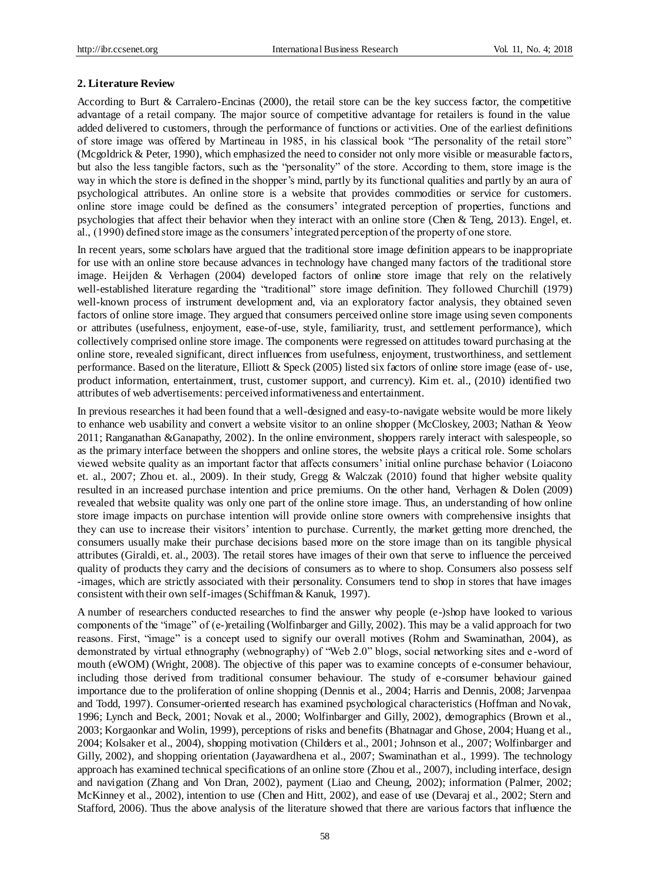## 2. Literature Review

According to Burt & Carralero-Encinas (2000), the retail store can be the key success factor, the competitive advantage of a retail company. The major source of competitive advantage for retailers is found in the value added delivered to customers, through the performance of functions or activities. One of the earliest definitions of store image was offered by Martineau in 1985, in his classical book "The personality of the retail store" (Mcgoldrick & Peter, 1990), which emphasized the need to consider not only more visible or measurable factors, but also the less tangible factors, such as the "personality" of the store. According to them, store image is the way in which the store is defined in the shopper's mind, partly by its functional qualities and partly by an aura of psychological attributes. An online store is a website that provides commodities or service for customers. online store image could be defined as the consumers' integrated perception of properties, functions and psychologies that affect their behavior when they interact with an online store (Chen & Teng, 2013). Engel, et. al., (1990) defined store image as the consumers' integrated perception of the property of one store.

In recent years, some scholars have argued that the traditional store image definition appears to be inappropriate for use with an online store because advances in technology have changed many factors of the traditional store image. Heijden & Verhagen (2004) developed factors of online store image that rely on the relatively well-established literature regarding the "traditional" store image definition. They followed Churchill (1979) well-known process of instrument development and, via an exploratory factor analysis, they obtained seven factors of online store image. They argued that consumers perceived online store image using seven components or attributes (usefulness, enjoyment, ease-of-use, style, familiarity, trust, and settlement performance), which collectively comprised online store image. The components were regressed on attitudes toward purchasing at the online store, revealed significant, direct influences from usefulness, enjoyment, trustworthiness, and settlement performance. Based on the literature, Elliott & Speck (2005) listed six factors of online store image (ease of- use, product information, entertainment, trust, customer support, and currency). Kim et. al., (2010) identified two attributes of web advertisements: perceived informativeness and entertainment.

In previous researches it had been found that a well-designed and easy-to-navigate website would be more likely to enhance web usability and convert a website visitor to an online shopper (McCloskey, 2003; Nathan & Yeow 2011; Ranganathan &Ganapathy, 2002). In the online environment, shoppers rarely interact with salespeople, so as the primary interface between the shoppers and online stores, the website plays a critical role. Some scholars viewed website quality as an important factor that affects consumers' initial online purchase behavior (Loiacono et. al., 2007; Zhou et. al., 2009). In their study, Gregg & Walczak (2010) found that higher website quality resulted in an increased purchase intention and price premiums. On the other hand, Verhagen & Dolen (2009) revealed that website quality was only one part of the online store image. Thus, an understanding of how online store image impacts on purchase intention will provide online store owners with comprehensive insights that they can use to increase their visitors' intention to purchase. Currently, the market getting more drenched, the consumers usually make their purchase decisions based more on the store image than on its tangible physical attributes (Giraldi, et. al., 2003). The retail stores have images of their own that serve to influence the perceived quality of products they carry and the decisions of consumers as to where to shop. Consumers also possess self -images, which are strictly associated with their personality. Consumers tend to shop in stores that have images consistent with their own self-images (Schiffman & Kanuk, 1997).

A number of researchers conducted researches to find the answer why people (e-)shop have looked to various components of the "image" of (e-)retailing (Wolfinbarger and Gilly, 2002). This may be a valid approach for two reasons. First, "image" is a concept used to signify our overall motives (Rohm and Swaminathan, 2004), as demonstrated by virtual ethnography (webnography) of "Web 2.0" blogs, social networking sites and e-word of mouth (eWOM) (Wright, 2008). The objective of this paper was to examine concepts of e-consumer behaviour, including those derived from traditional consumer behaviour. The study of e-consumer behaviour gained importance due to the proliferation of online shopping (Dennis et al., 2004; Harris and Dennis, 2008; Jarvenpaa and Todd, 1997). Consumer-oriented research has examined psychological characteristics (Hoffman and Novak, 1996; Lynch and Beck, 2001; Novak et al., 2000; Wolfinbarger and Gilly, 2002), demographics (Brown et al., 2003; Korgaonkar and Wolin, 1999), perceptions of risks and benefits (Bhatnagar and Ghose, 2004; Huang et al., 2004; Kolsaker et al., 2004), shopping motivation (Childers et al., 2001; Johnson et al., 2007; Wolfinbarger and Gilly, 2002), and shopping orientation (Jayawardhena et al., 2007; Swaminathan et al., 1999). The technology approach has examined technical specifications of an online store (Zhou et al., 2007), including interface, design and navigation (Zhang and Von Dran, 2002), payment (Liao and Cheung, 2002); information (Palmer, 2002; McKinney et al., 2002), intention to use (Chen and Hitt, 2002), and ease of use (Devaraj et al., 2002; Stern and Stafford, 2006). Thus the above analysis of the literature showed that there are various factors that influence the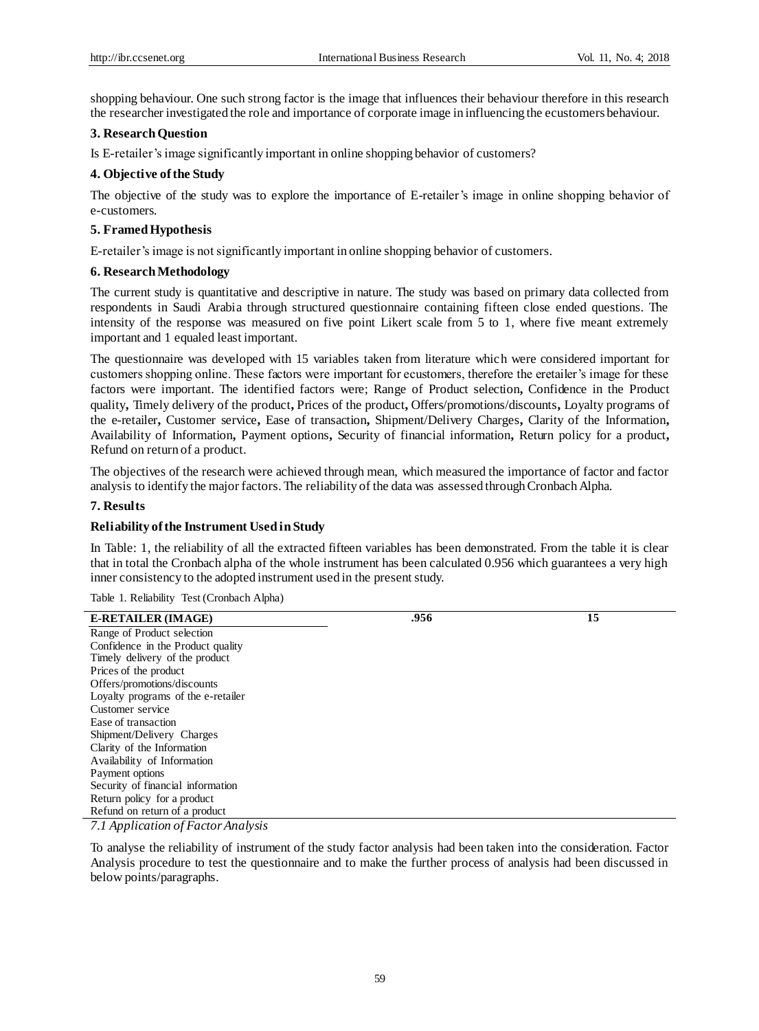shopping behaviour. One such strong factor is the image that influences their behaviour therefore in this research the researcher investigated the role and importance of corporate image in influencing the ecustomers behaviour.

## 3. Research Question

Is E-retailer's image significantly important in online shopping behavior of customers?

## 4. Objective of the Study

The objective of the study was to explore the importance of E-retailer's image in online shopping behavior of e-customers.

## 5. Framed Hypothesis

E-retailer's image is not significantly important in online shopping behavior of customers.

## 6. Research Methodology

The current study is quantitative and descriptive in nature. The study was based on primary data collected from respondents in Saudi Arabia through structured questionnaire containing fifteen close ended questions. The intensity of the response was measured on five point Likert scale from 5 to 1, where five meant extremely important and 1 equaled least important.

The questionnaire was developed with 15 variables taken from literature which were considered important for customers shopping online. These factors were important for ecustomers, therefore the eretailer's image for these factors were important. The identified factors were; Range of Product selection**,** Confidence in the Product quality**,** Timely delivery of the product**,** Prices of the product**,** Offers/promotions/discounts**,** Loyalty programs of the e-retailer**,** Customer service**,** Ease of transaction**,** Shipment/Delivery Charges**,** Clarity of the Information**,** Availability of Information**,** Payment options**,** Security of financial information**,** Return policy for a product**,** Refund on return of a product.

The objectives of the research were achieved through mean, which measured the importance of factor and factor analysis to identify the major factors. The reliability of the data was assessed through Cronbach Alpha.

## 7. Results

### Reliability of the Instrument Used in Study

In Table: 1, the reliability of all the extracted fifteen variables has been demonstrated. From the table it is clear that in total the Cronbach alpha of the whole instrument has been calculated 0.956 which guarantees a very high inner consistency to the adopted instrument used in the present study.

Table 1. Reliability Test (Cronbach Alpha)

| E-RETAILER (IMAGE) | .956 | 15 |
|---|---|---|
| Range of Product selection | | |
| Confidence in the Product quality | | |
| Timely delivery of the product | | |
| Prices of the product | | |
| Offers/promotions/discounts | | |
| Loyalty programs of the e-retailer | | |
| Customer service | | |
| Ease of transaction | | |
| Shipment/Delivery Charges | | |
| Clarity of the Information | | |
| Availability of Information | | |
| Payment options | | |
| Security of financial information | | |
| Return policy for a product | | |
| Refund on return of a product | | |

### *7.1 Application of Factor Analysis*

To analyse the reliability of instrument of the study factor analysis had been taken into the consideration. Factor Analysis procedure to test the questionnaire and to make the further process of analysis had been discussed in below points/paragraphs.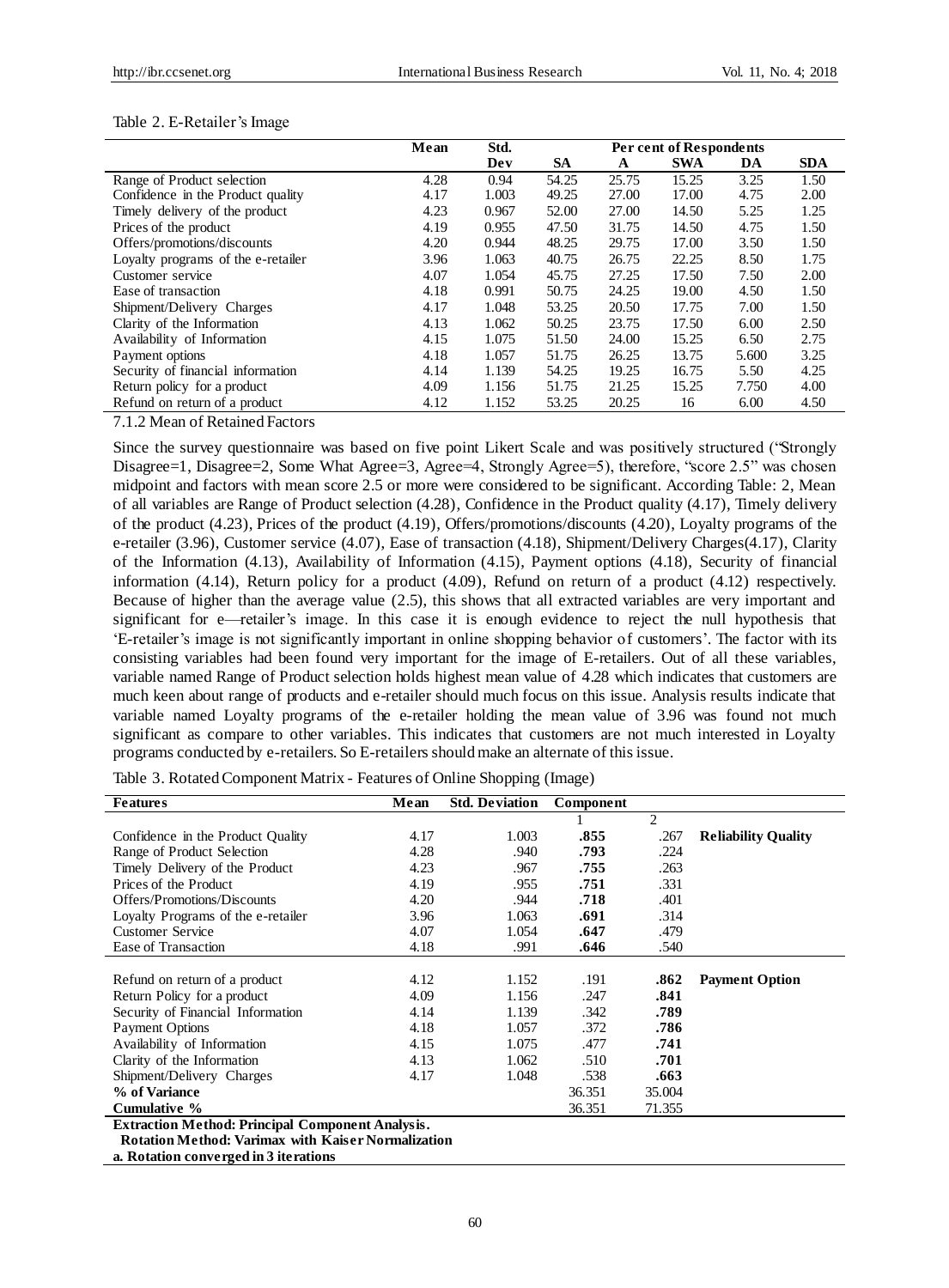Table 2. E-Retailer's Image

| | Mean | Std. Dev | Per cent of Respondents | | | | |
|---|---|---|---|---|---|---|---|
| | | | SA | A | SWA | DA | SDA |
| Range of Product selection | 4.28 | 0.94 | 54.25 | 25.75 | 15.25 | 3.25 | 1.50 |
| Confidence in the Product quality | 4.17 | 1.003 | 49.25 | 27.00 | 17.00 | 4.75 | 2.00 |
| Timely delivery of the product | 4.23 | 0.967 | 52.00 | 27.00 | 14.50 | 5.25 | 1.25 |
| Prices of the product | 4.19 | 0.955 | 47.50 | 31.75 | 14.50 | 4.75 | 1.50 |
| Offers/promotions/discounts | 4.20 | 0.944 | 48.25 | 29.75 | 17.00 | 3.50 | 1.50 |
| Loyalty programs of the e-retailer | 3.96 | 1.063 | 40.75 | 26.75 | 22.25 | 8.50 | 1.75 |
| Customer service | 4.07 | 1.054 | 45.75 | 27.25 | 17.50 | 7.50 | 2.00 |
| Ease of transaction | 4.18 | 0.991 | 50.75 | 24.25 | 19.00 | 4.50 | 1.50 |
| Shipment/Delivery Charges | 4.17 | 1.048 | 53.25 | 20.50 | 17.75 | 7.00 | 1.50 |
| Clarity of the Information | 4.13 | 1.062 | 50.25 | 23.75 | 17.50 | 6.00 | 2.50 |
| Availability of Information | 4.15 | 1.075 | 51.50 | 24.00 | 15.25 | 6.50 | 2.75 |
| Payment options | 4.18 | 1.057 | 51.75 | 26.25 | 13.75 | 5.600 | 3.25 |
| Security of financial information | 4.14 | 1.139 | 54.25 | 19.25 | 16.75 | 5.50 | 4.25 |
| Return policy for a product | 4.09 | 1.156 | 51.75 | 21.25 | 15.25 | 7.750 | 4.00 |
| Refund on return of a product | 4.12 | 1.152 | 53.25 | 20.25 | 16 | 6.00 | 4.50 |

7.1.2 Mean of Retained Factors

Since the survey questionnaire was based on five point Likert Scale and was positively structured ("Strongly Disagree=1, Disagree=2, Some What Agree=3, Agree=4, Strongly Agree=5), therefore, "score 2.5" was chosen midpoint and factors with mean score 2.5 or more were considered to be significant. According Table: 2, Mean of all variables are Range of Product selection (4.28), Confidence in the Product quality (4.17), Timely delivery of the product (4.23), Prices of the product (4.19), Offers/promotions/discounts (4.20), Loyalty programs of the e-retailer (3.96), Customer service (4.07), Ease of transaction (4.18), Shipment/Delivery Charges(4.17), Clarity of the Information (4.13), Availability of Information (4.15), Payment options (4.18), Security of financial information (4.14), Return policy for a product (4.09), Refund on return of a product (4.12) respectively. Because of higher than the average value (2.5), this shows that all extracted variables are very important and significant for e—retailer's image. In this case it is enough evidence to reject the null hypothesis that 'E-retailer's image is not significantly important in online shopping behavior of customers'. The factor with its consisting variables had been found very important for the image of E-retailers. Out of all these variables, variable named Range of Product selection holds highest mean value of 4.28 which indicates that customers are much keen about range of products and e-retailer should much focus on this issue. Analysis results indicate that variable named Loyalty programs of the e-retailer holding the mean value of 3.96 was found not much significant as compare to other variables. This indicates that customers are not much interested in Loyalty programs conducted by e-retailers. So E-retailers should make an alternate of this issue.

Table 3. Rotated Component Matrix - Features of Online Shopping (Image)

| Features | Mean | Std. Deviation | Component | | |
|---|---|---|---|---|---|
| | | | 1 | 2 | |
| Confidence in the Product Quality | 4.17 | 1.003 | **.855** | .267 | **Reliability Quality** |
| Range of Product Selection | 4.28 | .940 | **.793** | .224 | |
| Timely Delivery of the Product | 4.23 | .967 | **.755** | .263 | |
| Prices of the Product | 4.19 | .955 | **.751** | .331 | |
| Offers/Promotions/Discounts | 4.20 | .944 | **.718** | .401 | |
| Loyalty Programs of the e-retailer | 3.96 | 1.063 | **.691** | .314 | |
| Customer Service | 4.07 | 1.054 | **.647** | .479 | |
| Ease of Transaction | 4.18 | .991 | **.646** | .540 | |
| Refund on return of a product | 4.12 | 1.152 | .191 | **.862** | **Payment Option** |
| Return Policy for a product | 4.09 | 1.156 | .247 | **.841** | |
| Security of Financial Information | 4.14 | 1.139 | .342 | **.789** | |
| Payment Options | 4.18 | 1.057 | .372 | **.786** | |
| Availability of Information | 4.15 | 1.075 | .477 | **.741** | |
| Clarity of the Information | 4.13 | 1.062 | .510 | **.701** | |
| Shipment/Delivery Charges | 4.17 | 1.048 | .538 | **.663** | |
| **% of Variance** | | | 36.351 | 35.004 | |
| **Cumulative %** | | | 36.351 | 71.355 | |

**Extraction Method: Principal Component Analysis.**
**Rotation Method: Varimax with Kaiser Normalization**
**a. Rotation converged in 3 iterations**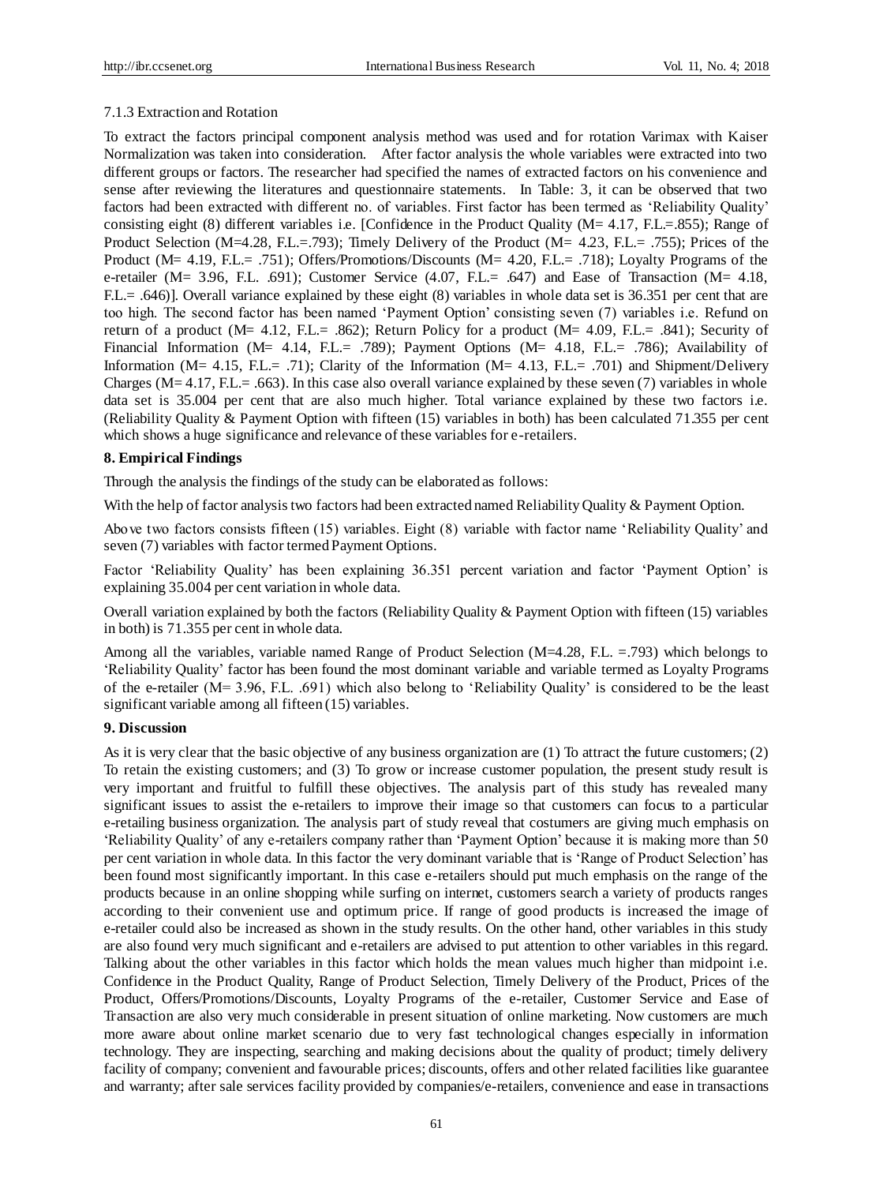7.1.3 Extraction and Rotation

To extract the factors principal component analysis method was used and for rotation Varimax with Kaiser Normalization was taken into consideration. After factor analysis the whole variables were extracted into two different groups or factors. The researcher had specified the names of extracted factors on his convenience and sense after reviewing the literatures and questionnaire statements. In Table: 3, it can be observed that two factors had been extracted with different no. of variables. First factor has been termed as 'Reliability Quality' consisting eight (8) different variables i.e. [Confidence in the Product Quality (M= 4.17, F.L.=.855); Range of Product Selection (M=4.28, F.L.=.793); Timely Delivery of the Product (M= 4.23, F.L.= .755); Prices of the Product (M= 4.19, F.L.= .751); Offers/Promotions/Discounts (M= 4.20, F.L.= .718); Loyalty Programs of the e-retailer (M= 3.96, F.L. .691); Customer Service (4.07, F.L.= .647) and Ease of Transaction (M= 4.18, F.L.= .646)]. Overall variance explained by these eight (8) variables in whole data set is 36.351 per cent that are too high. The second factor has been named 'Payment Option' consisting seven (7) variables i.e. Refund on return of a product (M= 4.12, F.L.= .862); Return Policy for a product (M= 4.09, F.L.= .841); Security of Financial Information (M= 4.14, F.L.= .789); Payment Options (M= 4.18, F.L.= .786); Availability of Information (M= 4.15, F.L.= .71); Clarity of the Information (M= 4.13, F.L.= .701) and Shipment/Delivery Charges (M= 4.17, F.L.= .663). In this case also overall variance explained by these seven (7) variables in whole data set is 35.004 per cent that are also much higher. Total variance explained by these two factors i.e. (Reliability Quality & Payment Option with fifteen (15) variables in both) has been calculated 71.355 per cent which shows a huge significance and relevance of these variables for e-retailers.

## 8. Empirical Findings

Through the analysis the findings of the study can be elaborated as follows:

With the help of factor analysis two factors had been extracted named Reliability Quality & Payment Option.

Above two factors consists fifteen (15) variables. Eight (8) variable with factor name 'Reliability Quality' and seven (7) variables with factor termed Payment Options.

Factor 'Reliability Quality' has been explaining 36.351 percent variation and factor 'Payment Option' is explaining 35.004 per cent variation in whole data.

Overall variation explained by both the factors (Reliability Quality & Payment Option with fifteen (15) variables in both) is 71.355 per cent in whole data.

Among all the variables, variable named Range of Product Selection (M=4.28, F.L. =.793) which belongs to 'Reliability Quality' factor has been found the most dominant variable and variable termed as Loyalty Programs of the e-retailer (M= 3.96, F.L. .691) which also belong to 'Reliability Quality' is considered to be the least significant variable among all fifteen (15) variables.

## 9. Discussion

As it is very clear that the basic objective of any business organization are (1) To attract the future customers; (2) To retain the existing customers; and (3) To grow or increase customer population, the present study result is very important and fruitful to fulfill these objectives. The analysis part of this study has revealed many significant issues to assist the e-retailers to improve their image so that customers can focus to a particular e-retailing business organization. The analysis part of study reveal that costumers are giving much emphasis on 'Reliability Quality' of any e-retailers company rather than 'Payment Option' because it is making more than 50 per cent variation in whole data. In this factor the very dominant variable that is 'Range of Product Selection' has been found most significantly important. In this case e-retailers should put much emphasis on the range of the products because in an online shopping while surfing on internet, customers search a variety of products ranges according to their convenient use and optimum price. If range of good products is increased the image of e-retailer could also be increased as shown in the study results. On the other hand, other variables in this study are also found very much significant and e-retailers are advised to put attention to other variables in this regard. Talking about the other variables in this factor which holds the mean values much higher than midpoint i.e. Confidence in the Product Quality, Range of Product Selection, Timely Delivery of the Product, Prices of the Product, Offers/Promotions/Discounts, Loyalty Programs of the e-retailer, Customer Service and Ease of Transaction are also very much considerable in present situation of online marketing. Now customers are much more aware about online market scenario due to very fast technological changes especially in information technology. They are inspecting, searching and making decisions about the quality of product; timely delivery facility of company; convenient and favourable prices; discounts, offers and other related facilities like guarantee and warranty; after sale services facility provided by companies/e-retailers, convenience and ease in transactions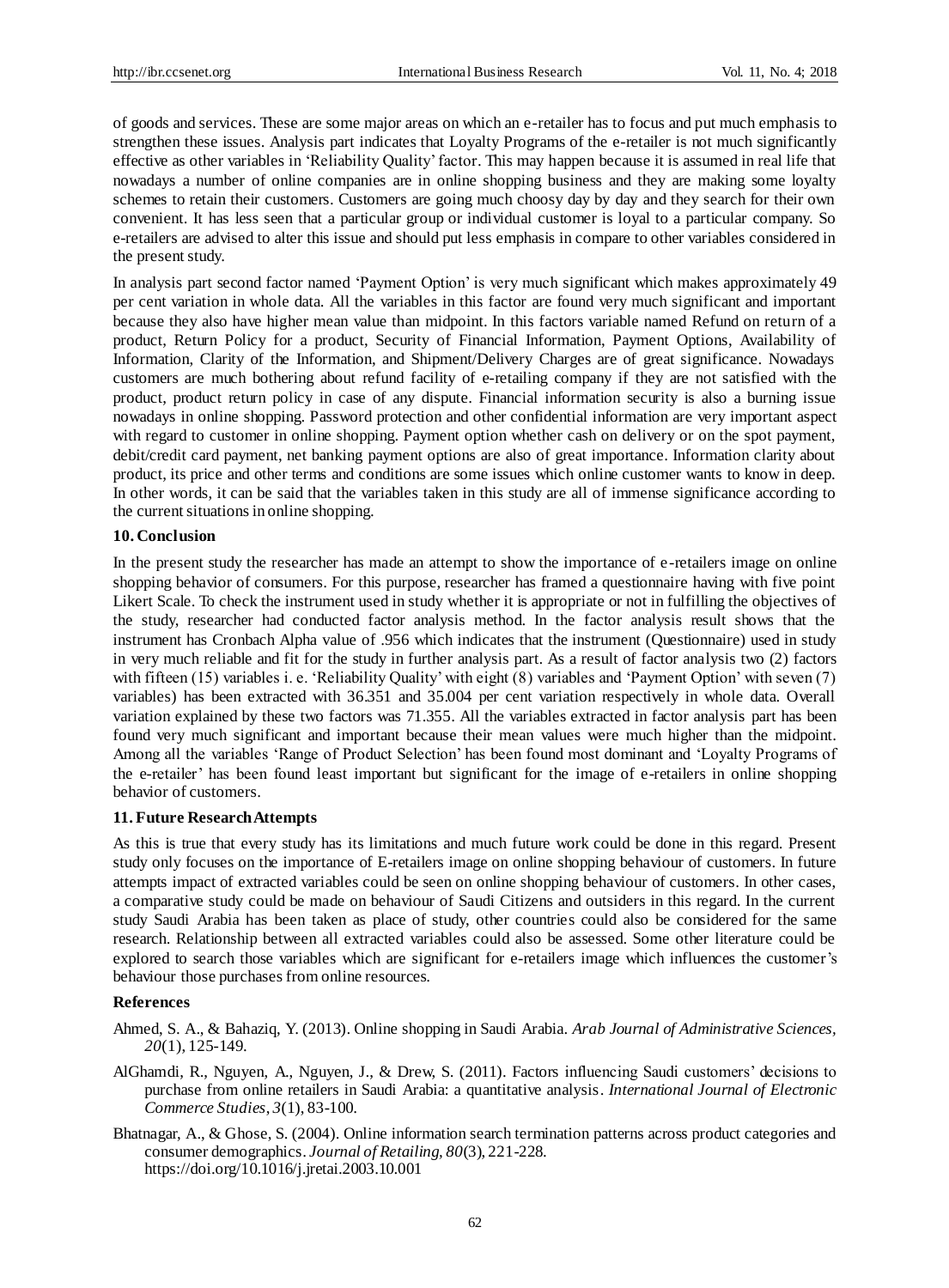of goods and services. These are some major areas on which an e-retailer has to focus and put much emphasis to strengthen these issues. Analysis part indicates that Loyalty Programs of the e-retailer is not much significantly effective as other variables in 'Reliability Quality' factor. This may happen because it is assumed in real life that nowadays a number of online companies are in online shopping business and they are making some loyalty schemes to retain their customers. Customers are going much choosy day by day and they search for their own convenient. It has less seen that a particular group or individual customer is loyal to a particular company. So e-retailers are advised to alter this issue and should put less emphasis in compare to other variables considered in the present study.

In analysis part second factor named 'Payment Option' is very much significant which makes approximately 49 per cent variation in whole data. All the variables in this factor are found very much significant and important because they also have higher mean value than midpoint. In this factors variable named Refund on return of a product, Return Policy for a product, Security of Financial Information, Payment Options, Availability of Information, Clarity of the Information, and Shipment/Delivery Charges are of great significance. Nowadays customers are much bothering about refund facility of e-retailing company if they are not satisfied with the product, product return policy in case of any dispute. Financial information security is also a burning issue nowadays in online shopping. Password protection and other confidential information are very important aspect with regard to customer in online shopping. Payment option whether cash on delivery or on the spot payment, debit/credit card payment, net banking payment options are also of great importance. Information clarity about product, its price and other terms and conditions are some issues which online customer wants to know in deep. In other words, it can be said that the variables taken in this study are all of immense significance according to the current situations in online shopping.

## 10. Conclusion

In the present study the researcher has made an attempt to show the importance of e-retailers image on online shopping behavior of consumers. For this purpose, researcher has framed a questionnaire having with five point Likert Scale. To check the instrument used in study whether it is appropriate or not in fulfilling the objectives of the study, researcher had conducted factor analysis method. In the factor analysis result shows that the instrument has Cronbach Alpha value of .956 which indicates that the instrument (Questionnaire) used in study in very much reliable and fit for the study in further analysis part. As a result of factor analysis two (2) factors with fifteen (15) variables i. e. 'Reliability Quality' with eight (8) variables and 'Payment Option' with seven (7) variables) has been extracted with 36.351 and 35.004 per cent variation respectively in whole data. Overall variation explained by these two factors was 71.355. All the variables extracted in factor analysis part has been found very much significant and important because their mean values were much higher than the midpoint. Among all the variables 'Range of Product Selection' has been found most dominant and 'Loyalty Programs of the e-retailer' has been found least important but significant for the image of e-retailers in online shopping behavior of customers.

## 11. Future Research Attempts

As this is true that every study has its limitations and much future work could be done in this regard. Present study only focuses on the importance of E-retailers image on online shopping behaviour of customers. In future attempts impact of extracted variables could be seen on online shopping behaviour of customers. In other cases, a comparative study could be made on behaviour of Saudi Citizens and outsiders in this regard. In the current study Saudi Arabia has been taken as place of study, other countries could also be considered for the same research. Relationship between all extracted variables could also be assessed. Some other literature could be explored to search those variables which are significant for e-retailers image which influences the customer's behaviour those purchases from online resources.

## References

Ahmed, S. A., & Bahaziq, Y. (2013). Online shopping in Saudi Arabia. *Arab Journal of Administrative Sciences*, *20*(1), 125-149.

AlGhamdi, R., Nguyen, A., Nguyen, J., & Drew, S. (2011). Factors influencing Saudi customers' decisions to purchase from online retailers in Saudi Arabia: a quantitative analysis. *International Journal of Electronic Commerce Studies*, *3*(1), 83-100.

Bhatnagar, A., & Ghose, S. (2004). Online information search termination patterns across product categories and consumer demographics. *Journal of Retailing, 80*(3), 221-228. https://doi.org/10.1016/j.jretai.2003.10.001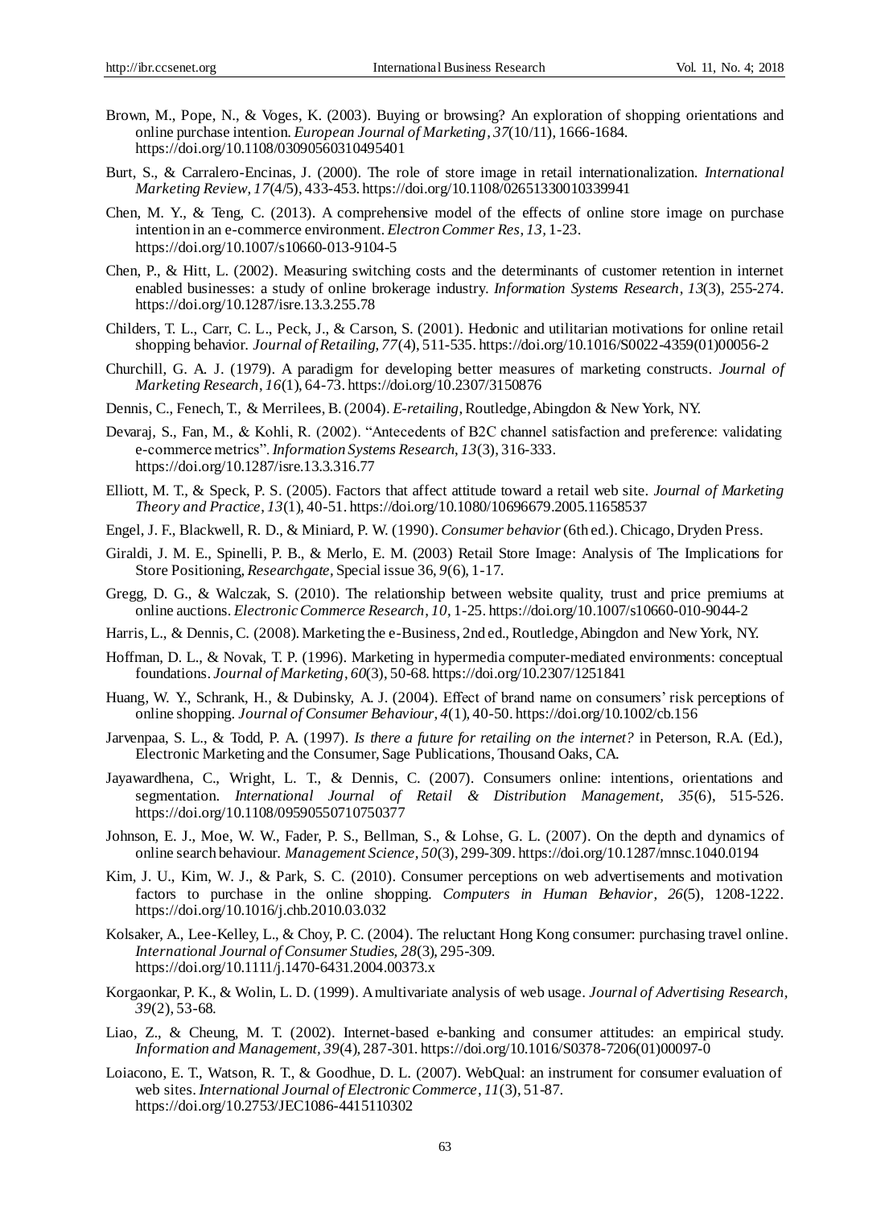Brown, M., Pope, N., & Voges, K. (2003). Buying or browsing? An exploration of shopping orientations and online purchase intention. *European Journal of Marketing*, *37*(10/11), 1666-1684. https://doi.org/10.1108/03090560310495401

Burt, S., & Carralero-Encinas, J. (2000). The role of store image in retail internationalization. *International Marketing Review*, *17*(4/5), 433-453. https://doi.org/10.1108/02651330010339941

Chen, M. Y., & Teng, C. (2013). A comprehensive model of the effects of online store image on purchase intention in an e-commerce environment. *Electron Commer Res*, *13*, 1-23. https://doi.org/10.1007/s10660-013-9104-5

Chen, P., & Hitt, L. (2002). Measuring switching costs and the determinants of customer retention in internet enabled businesses: a study of online brokerage industry. *Information Systems Research*, *13*(3), 255-274. https://doi.org/10.1287/isre.13.3.255.78

Childers, T. L., Carr, C. L., Peck, J., & Carson, S. (2001). Hedonic and utilitarian motivations for online retail shopping behavior. *Journal of Retailing*, *77*(4), 511-535. https://doi.org/10.1016/S0022-4359(01)00056-2

Churchill, G. A. J. (1979). A paradigm for developing better measures of marketing constructs. *Journal of Marketing Research*, *16*(1), 64-73. https://doi.org/10.2307/3150876

Dennis, C., Fenech, T., & Merrilees, B. (2004). *E-retailing*, Routledge, Abingdon & New York, NY.

Devaraj, S., Fan, M., & Kohli, R. (2002). "Antecedents of B2C channel satisfaction and preference: validating e-commerce metrics". *Information Systems Research*, *13*(3), 316-333. https://doi.org/10.1287/isre.13.3.316.77

Elliott, M. T., & Speck, P. S. (2005). Factors that affect attitude toward a retail web site. *Journal of Marketing Theory and Practice*, *13*(1), 40-51. https://doi.org/10.1080/10696679.2005.11658537

Engel, J. F., Blackwell, R. D., & Miniard, P. W. (1990). *Consumer behavior* (6th ed.). Chicago, Dryden Press.

Giraldi, J. M. E., Spinelli, P. B., & Merlo, E. M. (2003) Retail Store Image: Analysis of The Implications for Store Positioning, *Researchgate*, Special issue 36, *9*(6), 1-17.

Gregg, D. G., & Walczak, S. (2010). The relationship between website quality, trust and price premiums at online auctions. *Electronic Commerce Research*, *10*, 1-25. https://doi.org/10.1007/s10660-010-9044-2

Harris, L., & Dennis, C. (2008). Marketing the e-Business, 2nd ed., Routledge, Abingdon and New York, NY.

Hoffman, D. L., & Novak, T. P. (1996). Marketing in hypermedia computer-mediated environments: conceptual foundations. *Journal of Marketing*, *60*(3), 50-68. https://doi.org/10.2307/1251841

Huang, W. Y., Schrank, H., & Dubinsky, A. J. (2004). Effect of brand name on consumers' risk perceptions of online shopping. *Journal of Consumer Behaviour*, *4*(1), 40-50. https://doi.org/10.1002/cb.156

Jarvenpaa, S. L., & Todd, P. A. (1997). *Is there a future for retailing on the internet?* in Peterson, R.A. (Ed.), Electronic Marketing and the Consumer, Sage Publications, Thousand Oaks, CA.

Jayawardhena, C., Wright, L. T., & Dennis, C. (2007). Consumers online: intentions, orientations and segmentation. *International Journal of Retail & Distribution Management*, *35*(6), 515-526. https://doi.org/10.1108/09590550710750377

Johnson, E. J., Moe, W. W., Fader, P. S., Bellman, S., & Lohse, G. L. (2007). On the depth and dynamics of online search behaviour. *Management Science*, *50*(3), 299-309. https://doi.org/10.1287/mnsc.1040.0194

Kim, J. U., Kim, W. J., & Park, S. C. (2010). Consumer perceptions on web advertisements and motivation factors to purchase in the online shopping. *Computers in Human Behavior*, *26*(5), 1208-1222. https://doi.org/10.1016/j.chb.2010.03.032

Kolsaker, A., Lee-Kelley, L., & Choy, P. C. (2004). The reluctant Hong Kong consumer: purchasing travel online. *International Journal of Consumer Studies*, *28*(3), 295-309. https://doi.org/10.1111/j.1470-6431.2004.00373.x

Korgaonkar, P. K., & Wolin, L. D. (1999). A multivariate analysis of web usage. *Journal of Advertising Research*, *39*(2), 53-68.

Liao, Z., & Cheung, M. T. (2002). Internet-based e-banking and consumer attitudes: an empirical study. *Information and Management*, *39*(4), 287-301. https://doi.org/10.1016/S0378-7206(01)00097-0

Loiacono, E. T., Watson, R. T., & Goodhue, D. L. (2007). WebQual: an instrument for consumer evaluation of web sites. *International Journal of Electronic Commerce*, *11*(3), 51-87. https://doi.org/10.2753/JEC1086-4415110302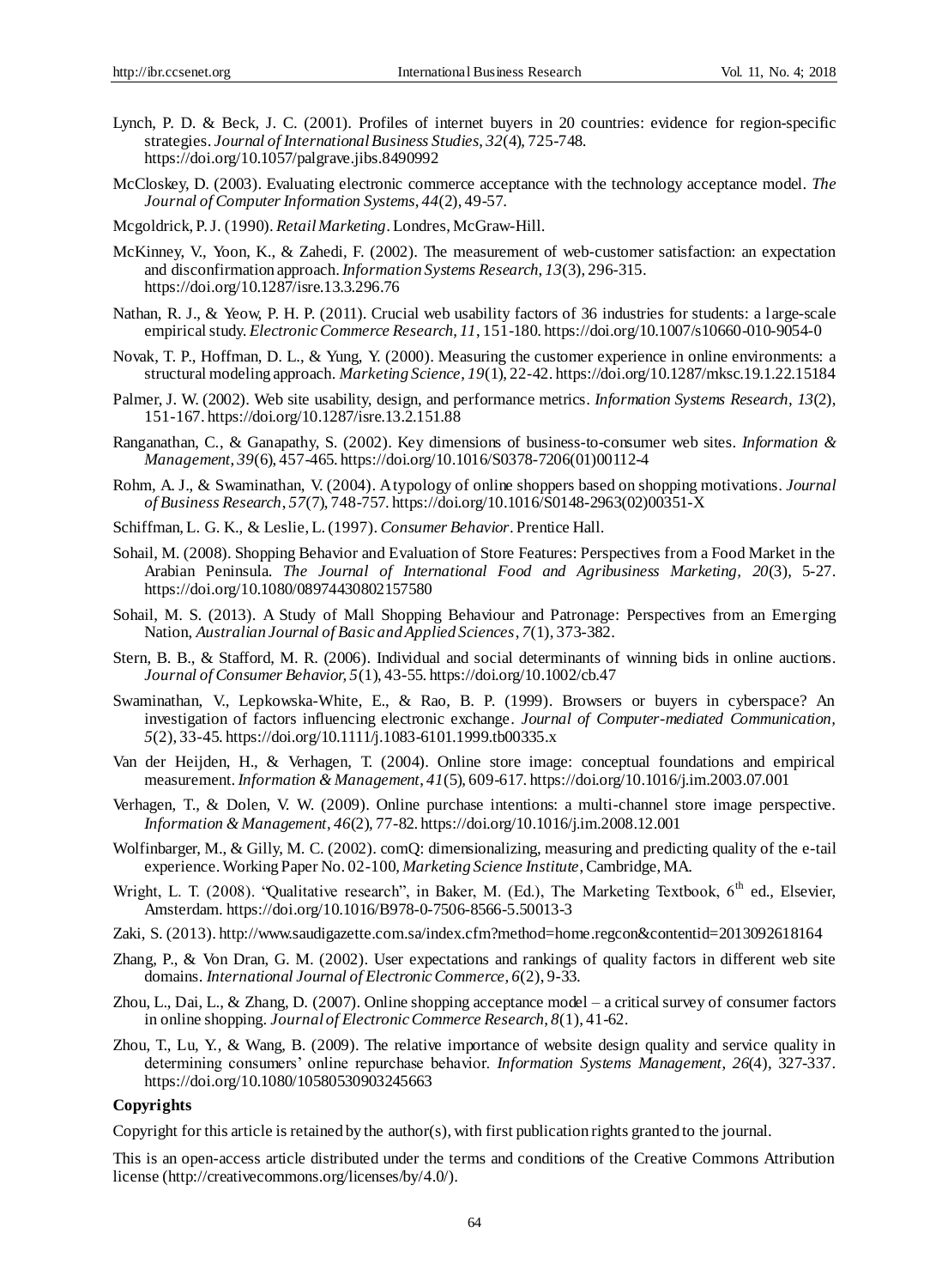Lynch, P. D. & Beck, J. C. (2001). Profiles of internet buyers in 20 countries: evidence for region-specific strategies. *Journal of International Business Studies*, *32*(4), 725-748. https://doi.org/10.1057/palgrave.jibs.8490992

McCloskey, D. (2003). Evaluating electronic commerce acceptance with the technology acceptance model. *The Journal of Computer Information Systems*, *44*(2), 49-57.

Mcgoldrick, P. J. (1990). *Retail Marketing*. Londres, McGraw-Hill.

McKinney, V., Yoon, K., & Zahedi, F. (2002). The measurement of web-customer satisfaction: an expectation and disconfirmation approach. *Information Systems Research*, *13*(3), 296-315. https://doi.org/10.1287/isre.13.3.296.76

Nathan, R. J., & Yeow, P. H. P. (2011). Crucial web usability factors of 36 industries for students: a large-scale empirical study. *Electronic Commerce Research*, *11*, 151-180. https://doi.org/10.1007/s10660-010-9054-0

Novak, T. P., Hoffman, D. L., & Yung, Y. (2000). Measuring the customer experience in online environments: a structural modeling approach. *Marketing Science*, *19*(1), 22-42. https://doi.org/10.1287/mksc.19.1.22.15184

Palmer, J. W. (2002). Web site usability, design, and performance metrics. *Information Systems Research*, *13*(2), 151-167. https://doi.org/10.1287/isre.13.2.151.88

Ranganathan, C., & Ganapathy, S. (2002). Key dimensions of business-to-consumer web sites. *Information & Management*, *39*(6), 457-465. https://doi.org/10.1016/S0378-7206(01)00112-4

Rohm, A. J., & Swaminathan, V. (2004). A typology of online shoppers based on shopping motivations. *Journal of Business Research*, *57*(7), 748-757. https://doi.org/10.1016/S0148-2963(02)00351-X

Schiffman, L. G. K., & Leslie, L. (1997). *Consumer Behavior*. Prentice Hall.

Sohail, M. (2008). Shopping Behavior and Evaluation of Store Features: Perspectives from a Food Market in the Arabian Peninsula. *The Journal of International Food and Agribusiness Marketing*, *20*(3), 5-27. https://doi.org/10.1080/08974430802157580

Sohail, M. S. (2013). A Study of Mall Shopping Behaviour and Patronage: Perspectives from an Emerging Nation, *Australian Journal of Basic and Applied Sciences*, *7*(1), 373-382.

Stern, B. B., & Stafford, M. R. (2006). Individual and social determinants of winning bids in online auctions. *Journal of Consumer Behavior*, *5*(1), 43-55. https://doi.org/10.1002/cb.47

Swaminathan, V., Lepkowska-White, E., & Rao, B. P. (1999). Browsers or buyers in cyberspace? An investigation of factors influencing electronic exchange. *Journal of Computer-mediated Communication*, *5*(2), 33-45. https://doi.org/10.1111/j.1083-6101.1999.tb00335.x

Van der Heijden, H., & Verhagen, T. (2004). Online store image: conceptual foundations and empirical measurement. *Information & Management*, *41*(5), 609-617. https://doi.org/10.1016/j.im.2003.07.001

Verhagen, T., & Dolen, V. W. (2009). Online purchase intentions: a multi-channel store image perspective. *Information & Management*, *46*(2), 77-82. https://doi.org/10.1016/j.im.2008.12.001

Wolfinbarger, M., & Gilly, M. C. (2002). comQ: dimensionalizing, measuring and predicting quality of the e-tail experience. Working Paper No. 02-100, *Marketing Science Institute*, Cambridge, MA.

Wright, L. T. (2008). "Qualitative research", in Baker, M. (Ed.), The Marketing Textbook, 6th ed., Elsevier, Amsterdam. https://doi.org/10.1016/B978-0-7506-8566-5.50013-3

Zaki, S. (2013). http://www.saudigazette.com.sa/index.cfm?method=home.regcon&contentid=2013092618164

Zhang, P., & Von Dran, G. M. (2002). User expectations and rankings of quality factors in different web site domains. *International Journal of Electronic Commerce*, *6*(2), 9-33.

Zhou, L., Dai, L., & Zhang, D. (2007). Online shopping acceptance model – a critical survey of consumer factors in online shopping. *Journal of Electronic Commerce Research*, *8*(1), 41-62.

Zhou, T., Lu, Y., & Wang, B. (2009). The relative importance of website design quality and service quality in determining consumers' online repurchase behavior. *Information Systems Management*, *26*(4), 327-337. https://doi.org/10.1080/10580530903245663

**Copyrights**

Copyright for this article is retained by the author(s), with first publication rights granted to the journal.

This is an open-access article distributed under the terms and conditions of the Creative Commons Attribution license (http://creativecommons.org/licenses/by/4.0/).